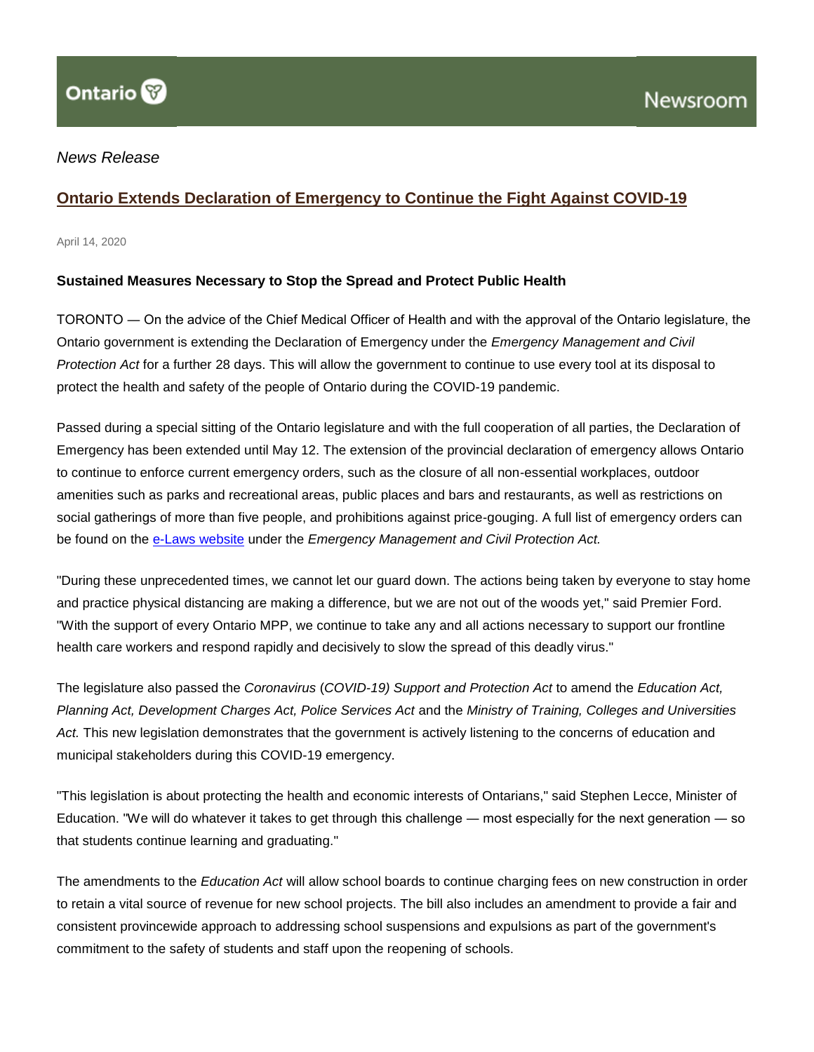Ontario Newsroom

*News Release*

# Ontario Extends Declaration of Emergency to Continue the Fight Against COVID-19

April 14, 2020

**Sustained Measures Necessary to Stop the Spread and Protect Public Health**

TORONTO — On the advice of the Chief Medical Officer of Health and with the approval of the Ontario legislature, the Ontario government is extending the Declaration of Emergency under the *Emergency Management and Civil Protection Act* for a further 28 days. This will allow the government to continue to use every tool at its disposal to protect the health and safety of the people of Ontario during the COVID-19 pandemic.

Passed during a special sitting of the Ontario legislature and with the full cooperation of all parties, the Declaration of Emergency has been extended until May 12. The extension of the provincial declaration of emergency allows Ontario to continue to enforce current emergency orders, such as the closure of all non-essential workplaces, outdoor amenities such as parks and recreational areas, public places and bars and restaurants, as well as restrictions on social gatherings of more than five people, and prohibitions against price-gouging. A full list of emergency orders can be found on the e-Laws website under the *Emergency Management and Civil Protection Act.*

"During these unprecedented times, we cannot let our guard down. The actions being taken by everyone to stay home and practice physical distancing are making a difference, but we are not out of the woods yet," said Premier Ford. "With the support of every Ontario MPP, we continue to take any and all actions necessary to support our frontline health care workers and respond rapidly and decisively to slow the spread of this deadly virus."

The legislature also passed the *Coronavirus* (*COVID-19) Support and Protection Act* to amend the *Education Act, Planning Act, Development Charges Act, Police Services Act* and the *Ministry of Training, Colleges and Universities Act.* This new legislation demonstrates that the government is actively listening to the concerns of education and municipal stakeholders during this COVID-19 emergency.

"This legislation is about protecting the health and economic interests of Ontarians," said Stephen Lecce, Minister of Education. "We will do whatever it takes to get through this challenge — most especially for the next generation — so that students continue learning and graduating."

The amendments to the *Education Act* will allow school boards to continue charging fees on new construction in order to retain a vital source of revenue for new school projects. The bill also includes an amendment to provide a fair and consistent provincewide approach to addressing school suspensions and expulsions as part of the government's commitment to the safety of students and staff upon the reopening of schools.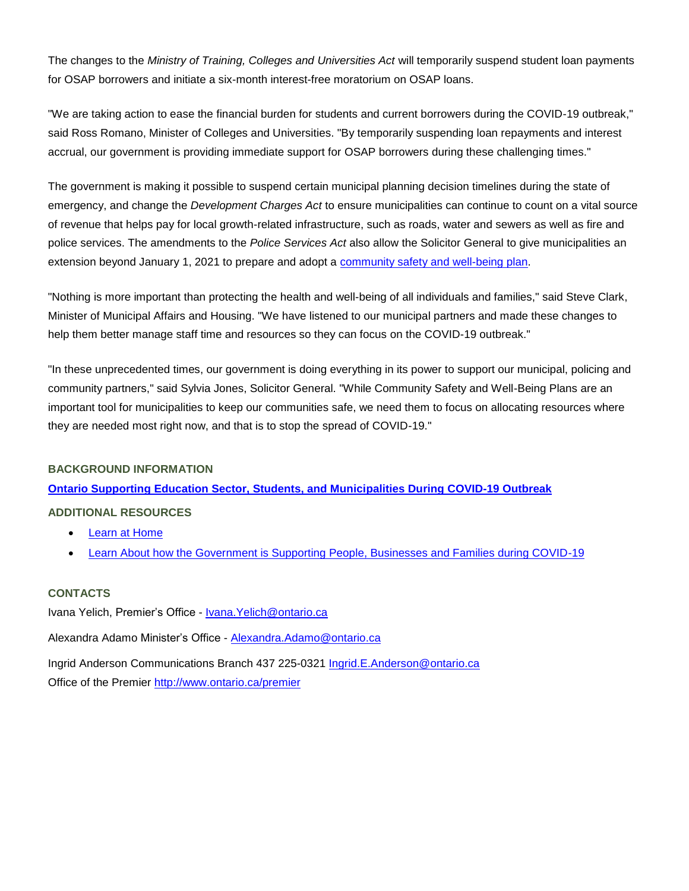The changes to the *Ministry of Training, Colleges and Universities Act* will temporarily suspend student loan payments for OSAP borrowers and initiate a six-month interest-free moratorium on OSAP loans.

"We are taking action to ease the financial burden for students and current borrowers during the COVID-19 outbreak," said Ross Romano, Minister of Colleges and Universities. "By temporarily suspending loan repayments and interest accrual, our government is providing immediate support for OSAP borrowers during these challenging times."

The government is making it possible to suspend certain municipal planning decision timelines during the state of emergency, and change the *Development Charges Act* to ensure municipalities can continue to count on a vital source of revenue that helps pay for local growth-related infrastructure, such as roads, water and sewers as well as fire and police services. The amendments to the *Police Services Act* also allow the Solicitor General to give municipalities an extension beyond January 1, 2021 to prepare and adopt a community safety and well-being plan.

"Nothing is more important than protecting the health and well-being of all individuals and families," said Steve Clark, Minister of Municipal Affairs and Housing. "We have listened to our municipal partners and made these changes to help them better manage staff time and resources so they can focus on the COVID-19 outbreak."

"In these unprecedented times, our government is doing everything in its power to support our municipal, policing and community partners," said Sylvia Jones, Solicitor General. "While Community Safety and Well-Being Plans are an important tool for municipalities to keep our communities safe, we need them to focus on allocating resources where they are needed most right now, and that is to stop the spread of COVID-19."

## BACKGROUND INFORMATION

**Ontario Supporting Education Sector, Students, and Municipalities During COVID-19 Outbreak**

## ADDITIONAL RESOURCES

- Learn at Home
- Learn About how the Government is Supporting People, Businesses and Families during COVID-19

## CONTACTS

Ivana Yelich, Premier's Office - Ivana.Yelich@ontario.ca

Alexandra Adamo Minister's Office - Alexandra.Adamo@ontario.ca

Ingrid Anderson Communications Branch 437 225-0321 Ingrid.E.Anderson@ontario.ca
Office of the Premier http://www.ontario.ca/premier